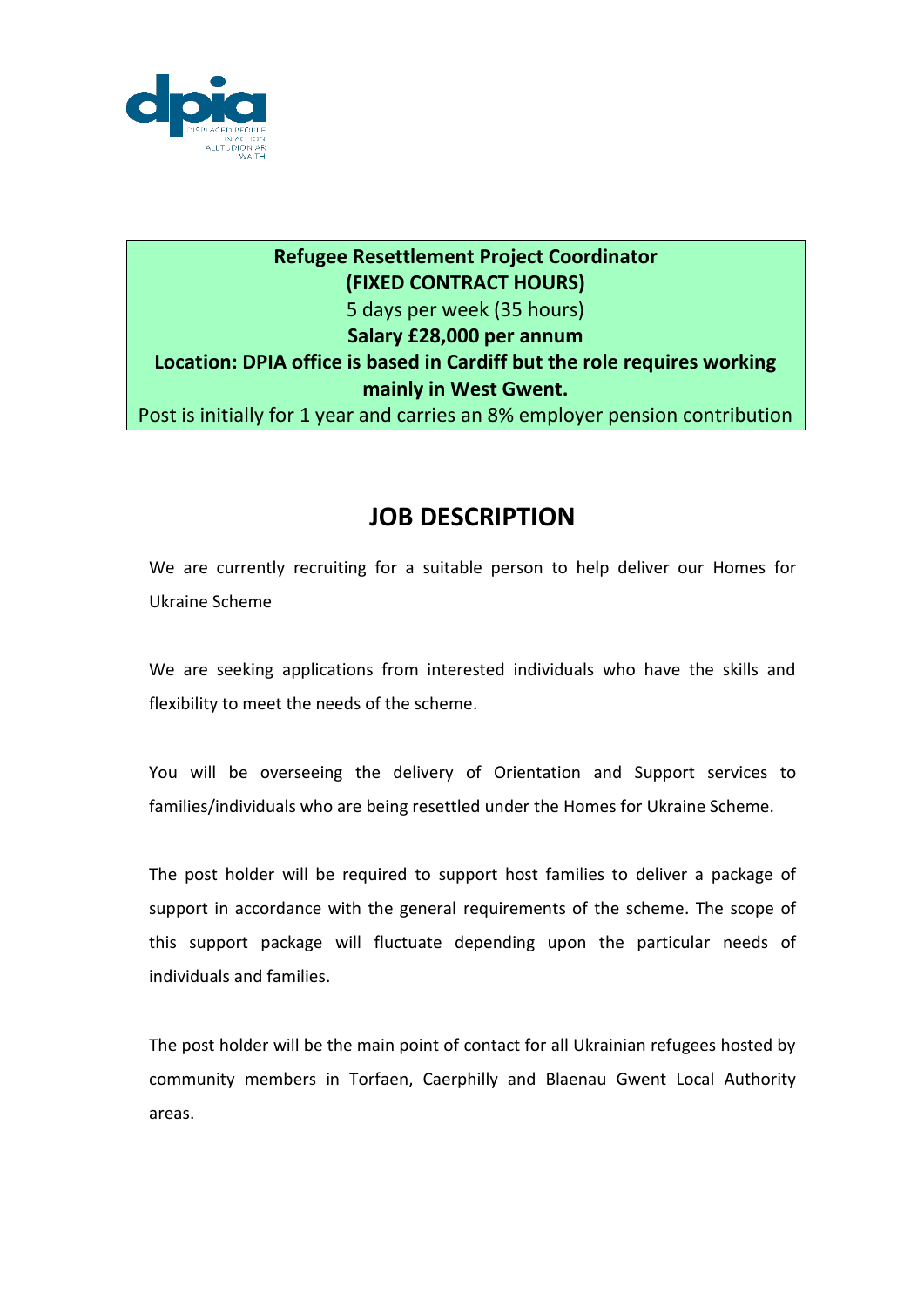dpia
DISPLACED PEOPLE IN ACTION
ALLTUDION AR WAITH

**Refugee Resettlement Project Coordinator**
**(FIXED CONTRACT HOURS)**
5 days per week (35 hours)
**Salary £28,000 per annum**
**Location: DPIA office is based in Cardiff but the role requires working mainly in West Gwent.**
Post is initially for 1 year and carries an 8% employer pension contribution

# JOB DESCRIPTION

We are currently recruiting for a suitable person to help deliver our Homes for Ukraine Scheme

We are seeking applications from interested individuals who have the skills and flexibility to meet the needs of the scheme.

You will be overseeing the delivery of Orientation and Support services to families/individuals who are being resettled under the Homes for Ukraine Scheme.

The post holder will be required to support host families to deliver a package of support in accordance with the general requirements of the scheme. The scope of this support package will fluctuate depending upon the particular needs of individuals and families.

The post holder will be the main point of contact for all Ukrainian refugees hosted by community members in Torfaen, Caerphilly and Blaenau Gwent Local Authority areas.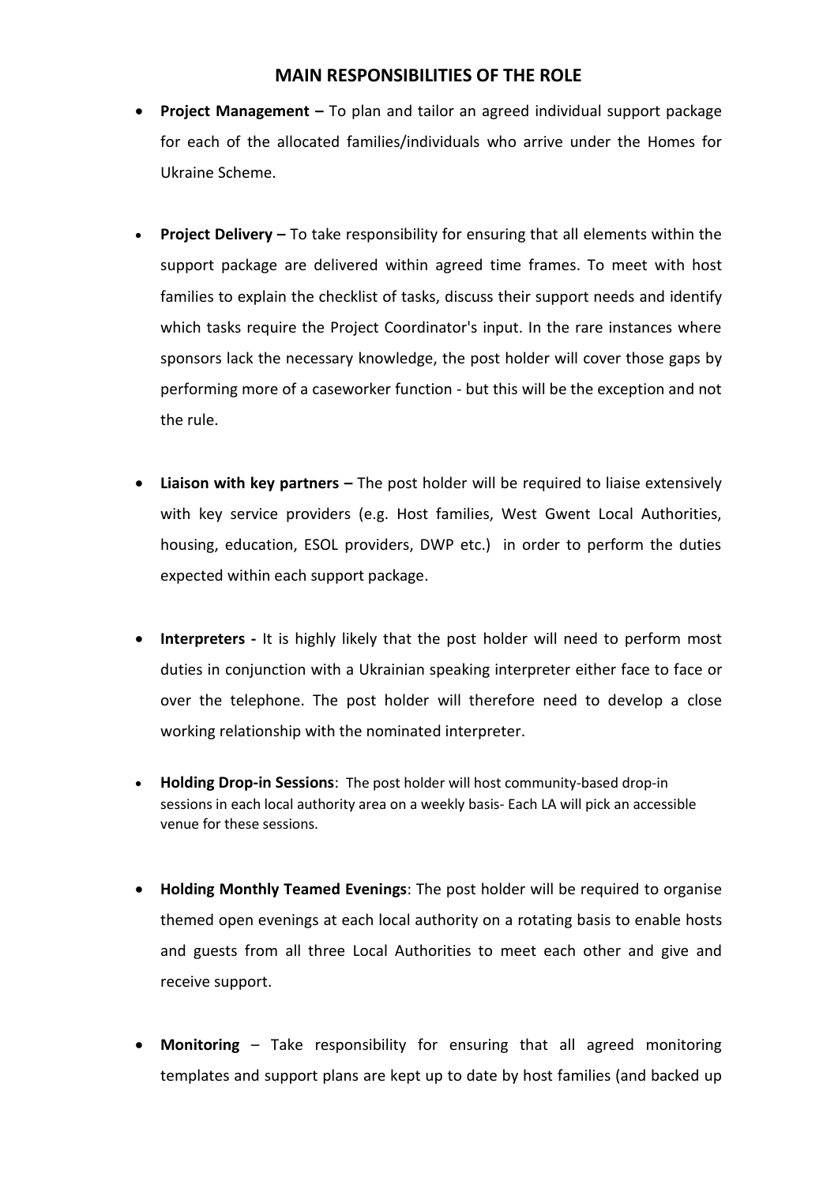## MAIN RESPONSIBILITIES OF THE ROLE

- **Project Management –** To plan and tailor an agreed individual support package for each of the allocated families/individuals who arrive under the Homes for Ukraine Scheme.

- **Project Delivery –** To take responsibility for ensuring that all elements within the support package are delivered within agreed time frames. To meet with host families to explain the checklist of tasks, discuss their support needs and identify which tasks require the Project Coordinator's input. In the rare instances where sponsors lack the necessary knowledge, the post holder will cover those gaps by performing more of a caseworker function - but this will be the exception and not the rule.

- **Liaison with key partners –** The post holder will be required to liaise extensively with key service providers (e.g. Host families, West Gwent Local Authorities, housing, education, ESOL providers, DWP etc.) in order to perform the duties expected within each support package.

- **Interpreters -** It is highly likely that the post holder will need to perform most duties in conjunction with a Ukrainian speaking interpreter either face to face or over the telephone. The post holder will therefore need to develop a close working relationship with the nominated interpreter.

- **Holding Drop-in Sessions**: The post holder will host community-based drop-in sessions in each local authority area on a weekly basis- Each LA will pick an accessible venue for these sessions.

- **Holding Monthly Teamed Evenings**: The post holder will be required to organise themed open evenings at each local authority on a rotating basis to enable hosts and guests from all three Local Authorities to meet each other and give and receive support.

- **Monitoring** – Take responsibility for ensuring that all agreed monitoring templates and support plans are kept up to date by host families (and backed up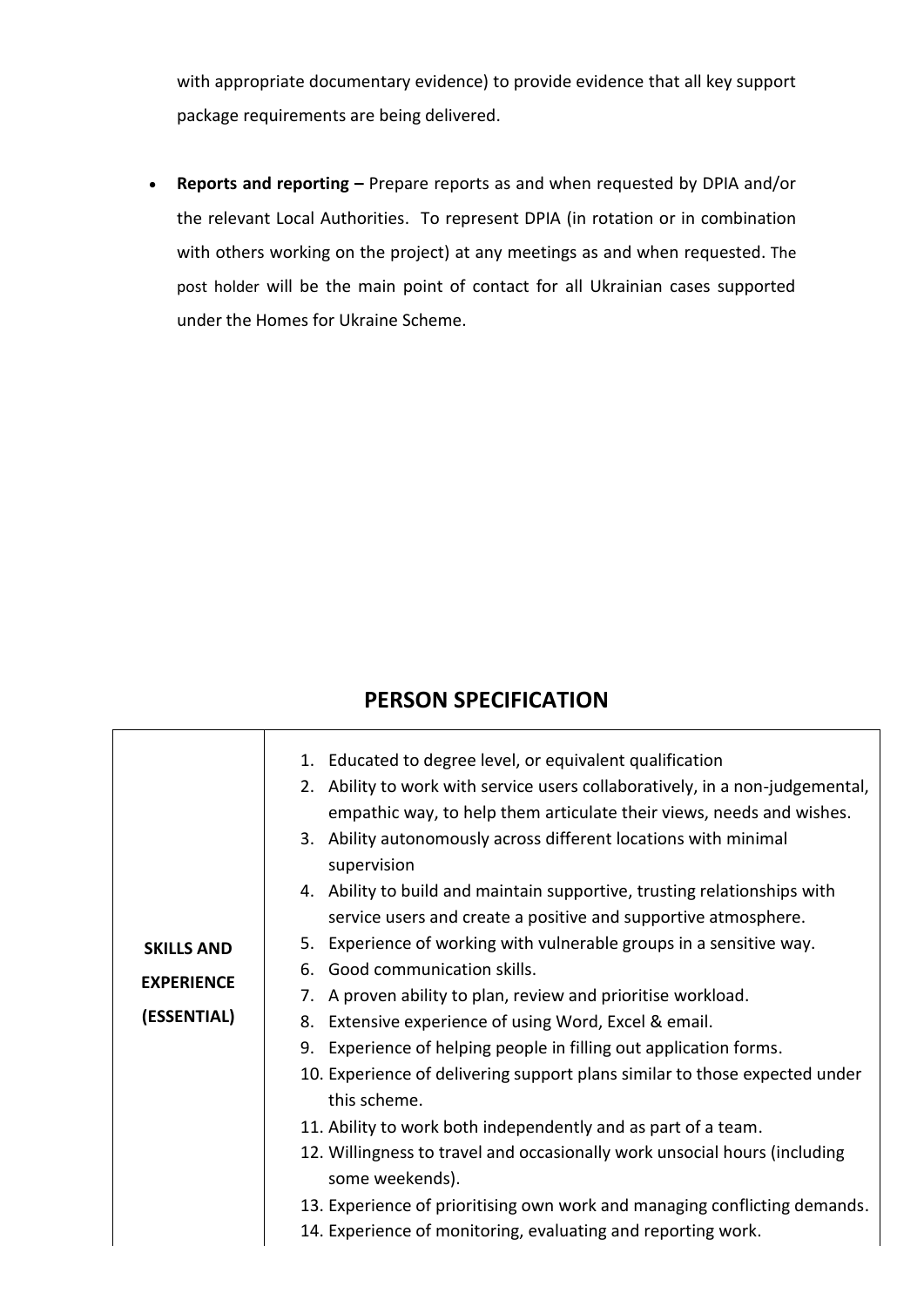with appropriate documentary evidence) to provide evidence that all key support package requirements are being delivered.

- **Reports and reporting –** Prepare reports as and when requested by DPIA and/or the relevant Local Authorities. To represent DPIA (in rotation or in combination with others working on the project) at any meetings as and when requested. The post holder will be the main point of contact for all Ukrainian cases supported under the Homes for Ukraine Scheme.

## PERSON SPECIFICATION

| | |
|---|---|
| **SKILLS AND EXPERIENCE (ESSENTIAL)** | 1. Educated to degree level, or equivalent qualification<br>2. Ability to work with service users collaboratively, in a non-judgemental, empathic way, to help them articulate their views, needs and wishes.<br>3. Ability autonomously across different locations with minimal supervision<br>4. Ability to build and maintain supportive, trusting relationships with service users and create a positive and supportive atmosphere.<br>5. Experience of working with vulnerable groups in a sensitive way.<br>6. Good communication skills.<br>7. A proven ability to plan, review and prioritise workload.<br>8. Extensive experience of using Word, Excel & email.<br>9. Experience of helping people in filling out application forms.<br>10. Experience of delivering support plans similar to those expected under this scheme.<br>11. Ability to work both independently and as part of a team.<br>12. Willingness to travel and occasionally work unsocial hours (including some weekends).<br>13. Experience of prioritising own work and managing conflicting demands.<br>14. Experience of monitoring, evaluating and reporting work. |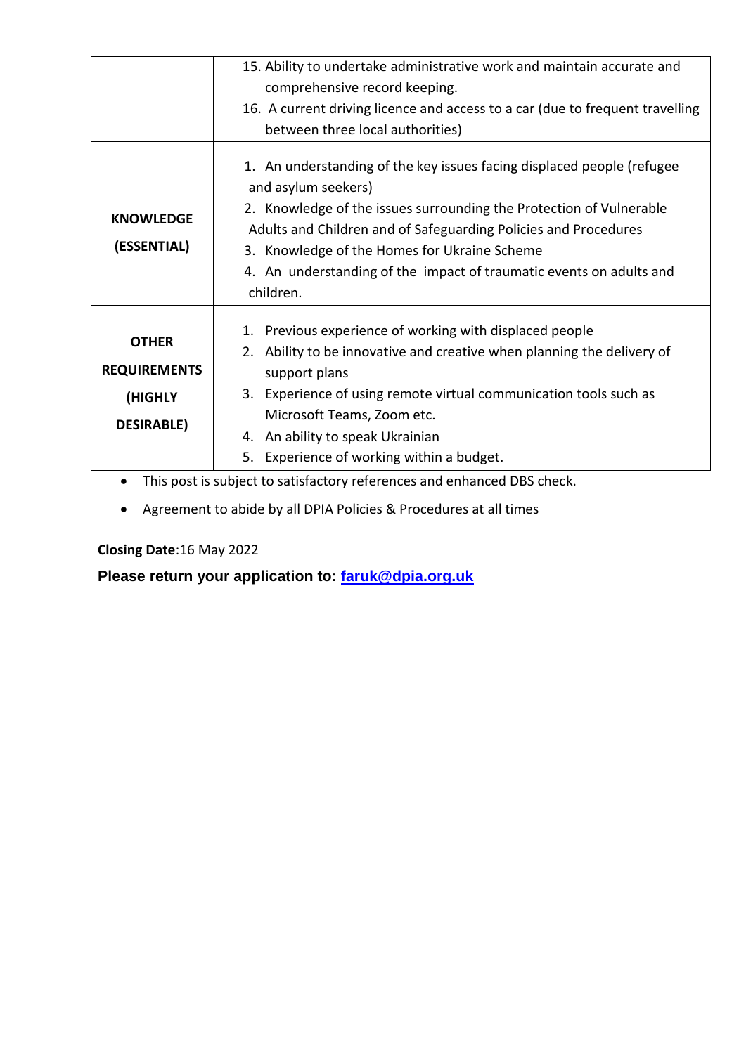| | |
|---|---|
| | 15. Ability to undertake administrative work and maintain accurate and comprehensive record keeping.<br>16. A current driving licence and access to a car (due to frequent travelling between three local authorities) |
| **KNOWLEDGE (ESSENTIAL)** | 1. An understanding of the key issues facing displaced people (refugee and asylum seekers)<br>2. Knowledge of the issues surrounding the Protection of Vulnerable Adults and Children and of Safeguarding Policies and Procedures<br>3. Knowledge of the Homes for Ukraine Scheme<br>4. An understanding of the impact of traumatic events on adults and children. |
| **OTHER REQUIREMENTS (HIGHLY DESIRABLE)** | 1. Previous experience of working with displaced people<br>2. Ability to be innovative and creative when planning the delivery of support plans<br>3. Experience of using remote virtual communication tools such as Microsoft Teams, Zoom etc.<br>4. An ability to speak Ukrainian<br>5. Experience of working within a budget. |

- This post is subject to satisfactory references and enhanced DBS check.
- Agreement to abide by all DPIA Policies & Procedures at all times

**Closing Date**:16 May 2022

**Please return your application to: [faruk@dpia.org.uk](mailto:faruk@dpia.org.uk)**